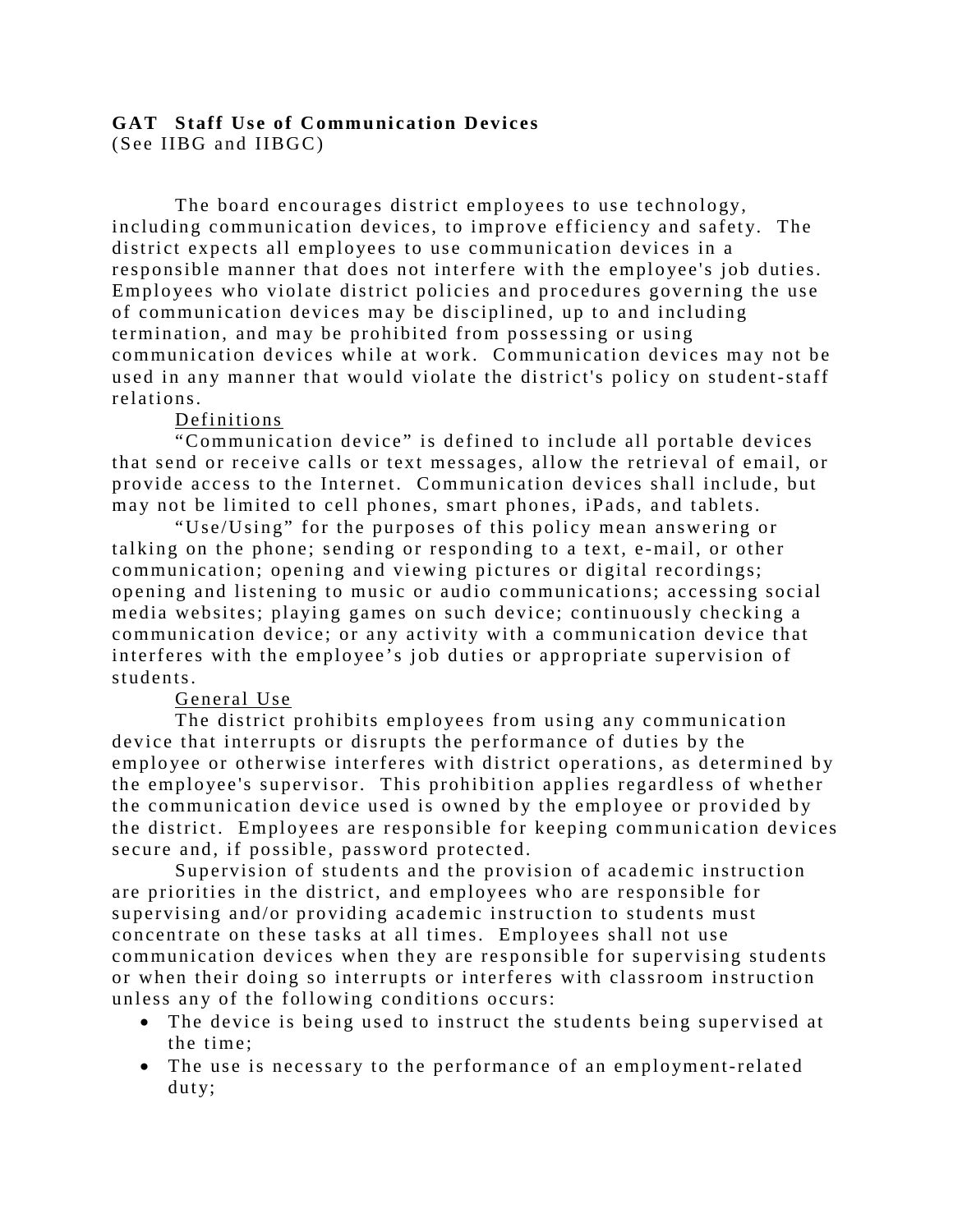# GAT Staff Use of Communication Devices

(See IIBG and IIBGC)

The board encourages district employees to use technology, including communication devices, to improve efficiency and safety. The district expects all employees to use communication devices in a responsible manner that does not interfere with the employee's job duties. Employees who violate district policies and procedures governing the use of communication devices may be disciplined, up to and including termination, and may be prohibited from possessing or using communication devices while at work. Communication devices may not be used in any manner that would violate the district's policy on student-staff relations.

## Definitions

"Communication device" is defined to include all portable devices that send or receive calls or text messages, allow the retrieval of email, or provide access to the Internet. Communication devices shall include, but may not be limited to cell phones, smart phones, iPads, and tablets.

"Use/Using" for the purposes of this policy mean answering or talking on the phone; sending or responding to a text, e-mail, or other communication; opening and viewing pictures or digital recordings; opening and listening to music or audio communications; accessing social media websites; playing games on such device; continuously checking a communication device; or any activity with a communication device that interferes with the employee's job duties or appropriate supervision of students.

## General Use

The district prohibits employees from using any communication device that interrupts or disrupts the performance of duties by the employee or otherwise interferes with district operations, as determined by the employee's supervisor. This prohibition applies regardless of whether the communication device used is owned by the employee or provided by the district. Employees are responsible for keeping communication devices secure and, if possible, password protected.

Supervision of students and the provision of academic instruction are priorities in the district, and employees who are responsible for supervising and/or providing academic instruction to students must concentrate on these tasks at all times. Employees shall not use communication devices when they are responsible for supervising students or when their doing so interrupts or interferes with classroom instruction unless any of the following conditions occurs:

- The device is being used to instruct the students being supervised at the time;
- The use is necessary to the performance of an employment-related duty;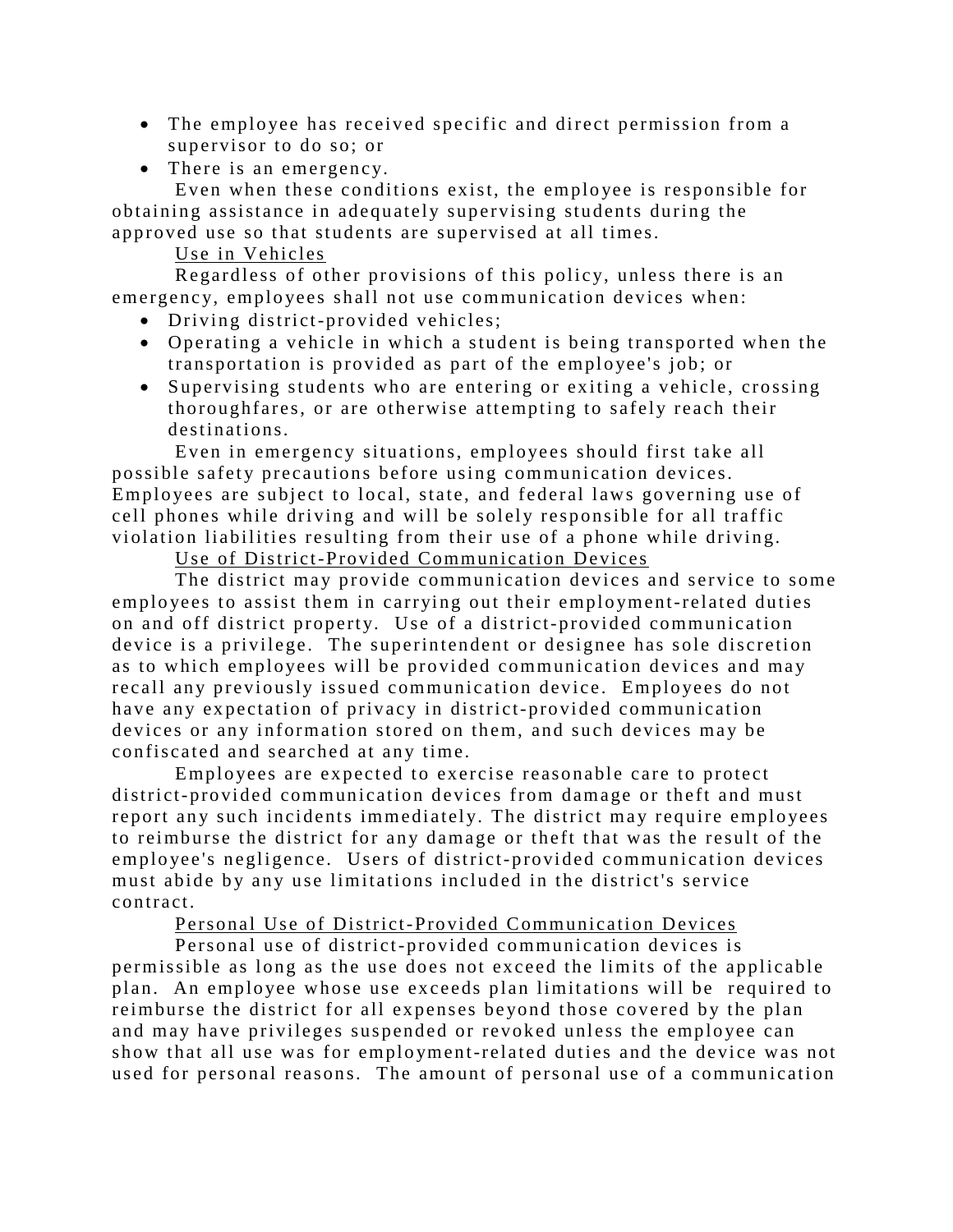- The employee has received specific and direct permission from a supervisor to do so; or
- There is an emergency.

Even when these conditions exist, the employee is responsible for obtaining assistance in adequately supervising students during the approved use so that students are supervised at all times.

Use in Vehicles

Regardless of other provisions of this policy, unless there is an emergency, employees shall not use communication devices when:

- Driving district-provided vehicles;
- Operating a vehicle in which a student is being transported when the transportation is provided as part of the employee's job; or
- Supervising students who are entering or exiting a vehicle, crossing thoroughfares, or are otherwise attempting to safely reach their destinations.

Even in emergency situations, employees should first take all possible safety precautions before using communication devices. Employees are subject to local, state, and federal laws governing use of cell phones while driving and will be solely responsible for all traffic violation liabilities resulting from their use of a phone while driving.

Use of District-Provided Communication Devices

The district may provide communication devices and service to some employees to assist them in carrying out their employment-related duties on and off district property. Use of a district-provided communication device is a privilege. The superintendent or designee has sole discretion as to which employees will be provided communication devices and may recall any previously issued communication device. Employees do not have any expectation of privacy in district-provided communication devices or any information stored on them, and such devices may be confiscated and searched at any time.

Employees are expected to exercise reasonable care to protect district-provided communication devices from damage or theft and must report any such incidents immediately. The district may require employees to reimburse the district for any damage or theft that was the result of the employee's negligence. Users of district-provided communication devices must abide by any use limitations included in the district's service contract.

Personal Use of District-Provided Communication Devices

Personal use of district-provided communication devices is permissible as long as the use does not exceed the limits of the applicable plan. An employee whose use exceeds plan limitations will be required to reimburse the district for all expenses beyond those covered by the plan and may have privileges suspended or revoked unless the employee can show that all use was for employment-related duties and the device was not used for personal reasons. The amount of personal use of a communication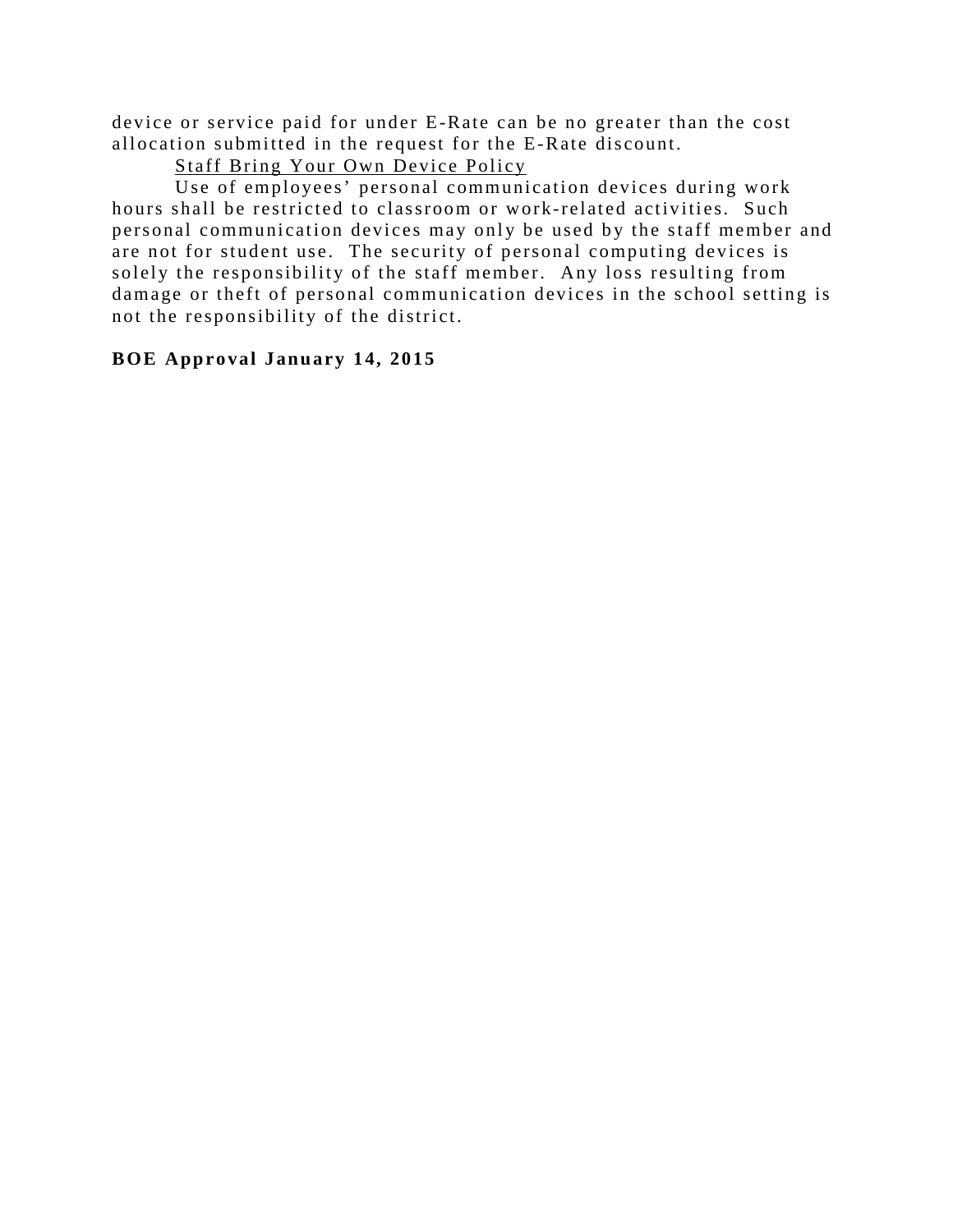device or service paid for under E-Rate can be no greater than the cost allocation submitted in the request for the E-Rate discount.

Staff Bring Your Own Device Policy

Use of employees' personal communication devices during work hours shall be restricted to classroom or work-related activities. Such personal communication devices may only be used by the staff member and are not for student use. The security of personal computing devices is solely the responsibility of the staff member. Any loss resulting from damage or theft of personal communication devices in the school setting is not the responsibility of the district.

**BOE Approval January 14, 2015**